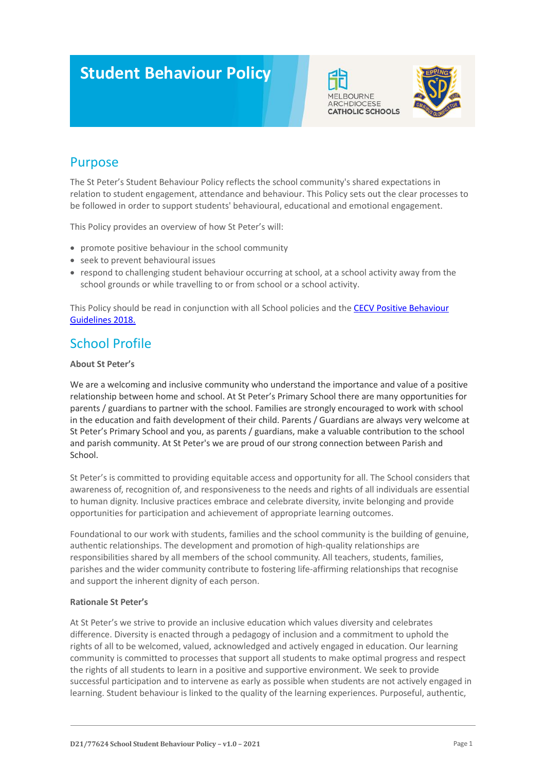# Student Behaviour Policy

## Purpose

The St Peter's Student Behaviour Policy reflects the school community's shared expectations in relation to student engagement, attendance and behaviour. This Policy sets out the clear processes to be followed in order to support students' behavioural, educational and emotional engagement.

This Policy provides an overview of how St Peter's will:

- promote positive behaviour in the school community
- seek to prevent behavioural issues
- respond to challenging student behaviour occurring at school, at a school activity away from the school grounds or while travelling to or from school or a school activity.

This Policy should be read in conjunction with all School policies and the [CECV Positive Behaviour Guidelines 2018.]()

## School Profile

**About St Peter's**

We are a welcoming and inclusive community who understand the importance and value of a positive relationship between home and school. At St Peter's Primary School there are many opportunities for parents / guardians to partner with the school. Families are strongly encouraged to work with school in the education and faith development of their child. Parents / Guardians are always very welcome at St Peter's Primary School and you, as parents / guardians, make a valuable contribution to the school and parish community. At St Peter's we are proud of our strong connection between Parish and School.

St Peter's is committed to providing equitable access and opportunity for all. The School considers that awareness of, recognition of, and responsiveness to the needs and rights of all individuals are essential to human dignity. Inclusive practices embrace and celebrate diversity, invite belonging and provide opportunities for participation and achievement of appropriate learning outcomes.

Foundational to our work with students, families and the school community is the building of genuine, authentic relationships. The development and promotion of high-quality relationships are responsibilities shared by all members of the school community. All teachers, students, families, parishes and the wider community contribute to fostering life-affirming relationships that recognise and support the inherent dignity of each person.

**Rationale St Peter's**

At St Peter's we strive to provide an inclusive education which values diversity and celebrates difference. Diversity is enacted through a pedagogy of inclusion and a commitment to uphold the rights of all to be welcomed, valued, acknowledged and actively engaged in education. Our learning community is committed to processes that support all students to make optimal progress and respect the rights of all students to learn in a positive and supportive environment. We seek to provide successful participation and to intervene as early as possible when students are not actively engaged in learning. Student behaviour is linked to the quality of the learning experiences. Purposeful, authentic,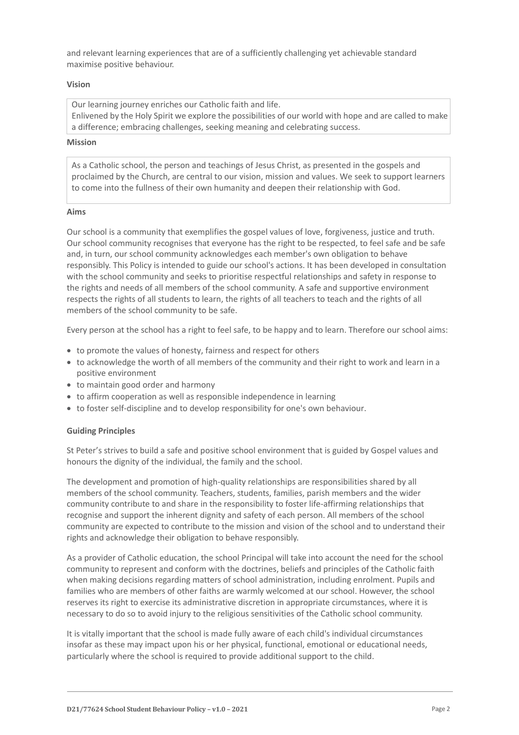and relevant learning experiences that are of a sufficiently challenging yet achievable standard maximise positive behaviour.

**Vision**

Our learning journey enriches our Catholic faith and life.
Enlivened by the Holy Spirit we explore the possibilities of our world with hope and are called to make a difference; embracing challenges, seeking meaning and celebrating success.

**Mission**

As a Catholic school, the person and teachings of Jesus Christ, as presented in the gospels and proclaimed by the Church, are central to our vision, mission and values. We seek to support learners to come into the fullness of their own humanity and deepen their relationship with God.

**Aims**

Our school is a community that exemplifies the gospel values of love, forgiveness, justice and truth. Our school community recognises that everyone has the right to be respected, to feel safe and be safe and, in turn, our school community acknowledges each member's own obligation to behave responsibly. This Policy is intended to guide our school's actions. It has been developed in consultation with the school community and seeks to prioritise respectful relationships and safety in response to the rights and needs of all members of the school community. A safe and supportive environment respects the rights of all students to learn, the rights of all teachers to teach and the rights of all members of the school community to be safe.

Every person at the school has a right to feel safe, to be happy and to learn. Therefore our school aims:

- to promote the values of honesty, fairness and respect for others
- to acknowledge the worth of all members of the community and their right to work and learn in a positive environment
- to maintain good order and harmony
- to affirm cooperation as well as responsible independence in learning
- to foster self-discipline and to develop responsibility for one's own behaviour.

**Guiding Principles**

St Peter's strives to build a safe and positive school environment that is guided by Gospel values and honours the dignity of the individual, the family and the school.

The development and promotion of high-quality relationships are responsibilities shared by all members of the school community. Teachers, students, families, parish members and the wider community contribute to and share in the responsibility to foster life-affirming relationships that recognise and support the inherent dignity and safety of each person. All members of the school community are expected to contribute to the mission and vision of the school and to understand their rights and acknowledge their obligation to behave responsibly.

As a provider of Catholic education, the school Principal will take into account the need for the school community to represent and conform with the doctrines, beliefs and principles of the Catholic faith when making decisions regarding matters of school administration, including enrolment. Pupils and families who are members of other faiths are warmly welcomed at our school. However, the school reserves its right to exercise its administrative discretion in appropriate circumstances, where it is necessary to do so to avoid injury to the religious sensitivities of the Catholic school community.

It is vitally important that the school is made fully aware of each child's individual circumstances insofar as these may impact upon his or her physical, functional, emotional or educational needs, particularly where the school is required to provide additional support to the child.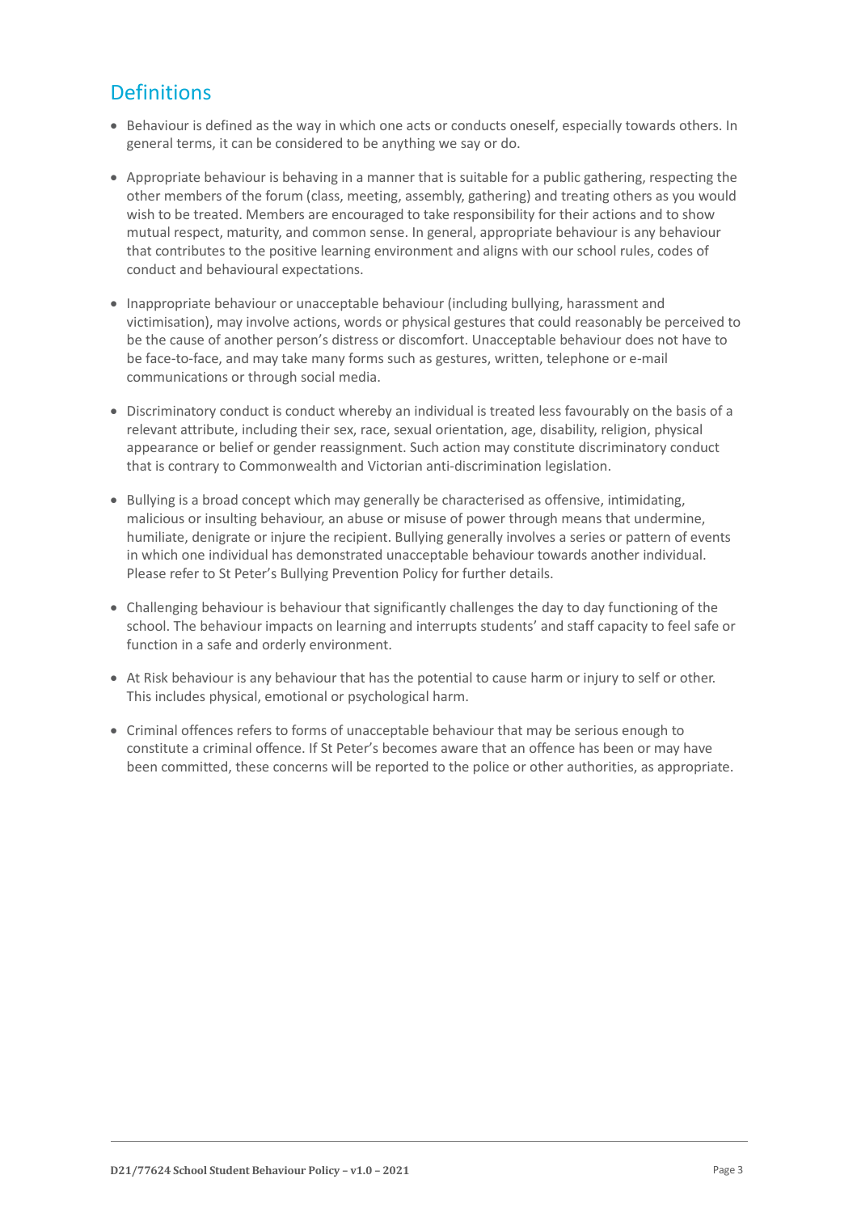## Definitions

- Behaviour is defined as the way in which one acts or conducts oneself, especially towards others. In general terms, it can be considered to be anything we say or do.
- Appropriate behaviour is behaving in a manner that is suitable for a public gathering, respecting the other members of the forum (class, meeting, assembly, gathering) and treating others as you would wish to be treated. Members are encouraged to take responsibility for their actions and to show mutual respect, maturity, and common sense. In general, appropriate behaviour is any behaviour that contributes to the positive learning environment and aligns with our school rules, codes of conduct and behavioural expectations.
- Inappropriate behaviour or unacceptable behaviour (including bullying, harassment and victimisation), may involve actions, words or physical gestures that could reasonably be perceived to be the cause of another person's distress or discomfort. Unacceptable behaviour does not have to be face-to-face, and may take many forms such as gestures, written, telephone or e-mail communications or through social media.
- Discriminatory conduct is conduct whereby an individual is treated less favourably on the basis of a relevant attribute, including their sex, race, sexual orientation, age, disability, religion, physical appearance or belief or gender reassignment. Such action may constitute discriminatory conduct that is contrary to Commonwealth and Victorian anti-discrimination legislation.
- Bullying is a broad concept which may generally be characterised as offensive, intimidating, malicious or insulting behaviour, an abuse or misuse of power through means that undermine, humiliate, denigrate or injure the recipient. Bullying generally involves a series or pattern of events in which one individual has demonstrated unacceptable behaviour towards another individual. Please refer to St Peter's Bullying Prevention Policy for further details.
- Challenging behaviour is behaviour that significantly challenges the day to day functioning of the school. The behaviour impacts on learning and interrupts students' and staff capacity to feel safe or function in a safe and orderly environment.
- At Risk behaviour is any behaviour that has the potential to cause harm or injury to self or other. This includes physical, emotional or psychological harm.
- Criminal offences refers to forms of unacceptable behaviour that may be serious enough to constitute a criminal offence. If St Peter's becomes aware that an offence has been or may have been committed, these concerns will be reported to the police or other authorities, as appropriate.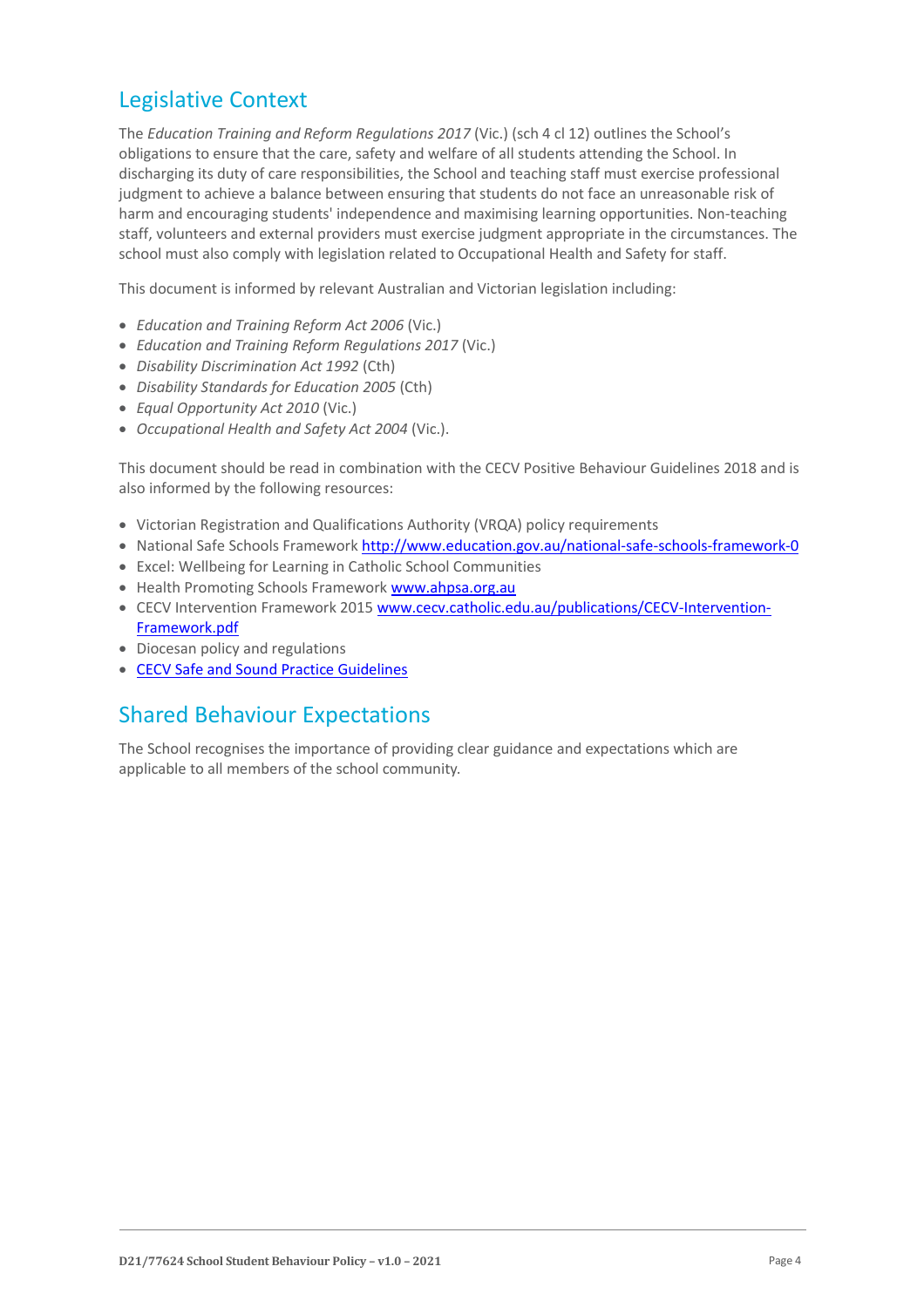## Legislative Context

The *Education Training and Reform Regulations 2017* (Vic.) (sch 4 cl 12) outlines the School's obligations to ensure that the care, safety and welfare of all students attending the School. In discharging its duty of care responsibilities, the School and teaching staff must exercise professional judgment to achieve a balance between ensuring that students do not face an unreasonable risk of harm and encouraging students' independence and maximising learning opportunities. Non-teaching staff, volunteers and external providers must exercise judgment appropriate in the circumstances. The school must also comply with legislation related to Occupational Health and Safety for staff.

This document is informed by relevant Australian and Victorian legislation including:

- *Education and Training Reform Act 2006* (Vic.)
- *Education and Training Reform Regulations 2017* (Vic.)
- *Disability Discrimination Act 1992* (Cth)
- *Disability Standards for Education 2005* (Cth)
- *Equal Opportunity Act 2010* (Vic.)
- *Occupational Health and Safety Act 2004* (Vic.).

This document should be read in combination with the CECV Positive Behaviour Guidelines 2018 and is also informed by the following resources:

- Victorian Registration and Qualifications Authority (VRQA) policy requirements
- National Safe Schools Framework [http://www.education.gov.au/national-safe-schools-framework-0](http://www.education.gov.au/national-safe-schools-framework-0)
- Excel: Wellbeing for Learning in Catholic School Communities
- Health Promoting Schools Framework [www.ahpsa.org.au](http://www.ahpsa.org.au)
- CECV Intervention Framework 2015 [www.cecv.catholic.edu.au/publications/CECV-Intervention-Framework.pdf](http://www.cecv.catholic.edu.au/publications/CECV-Intervention-Framework.pdf)
- Diocesan policy and regulations
- CECV Safe and Sound Practice Guidelines

## Shared Behaviour Expectations

The School recognises the importance of providing clear guidance and expectations which are applicable to all members of the school community.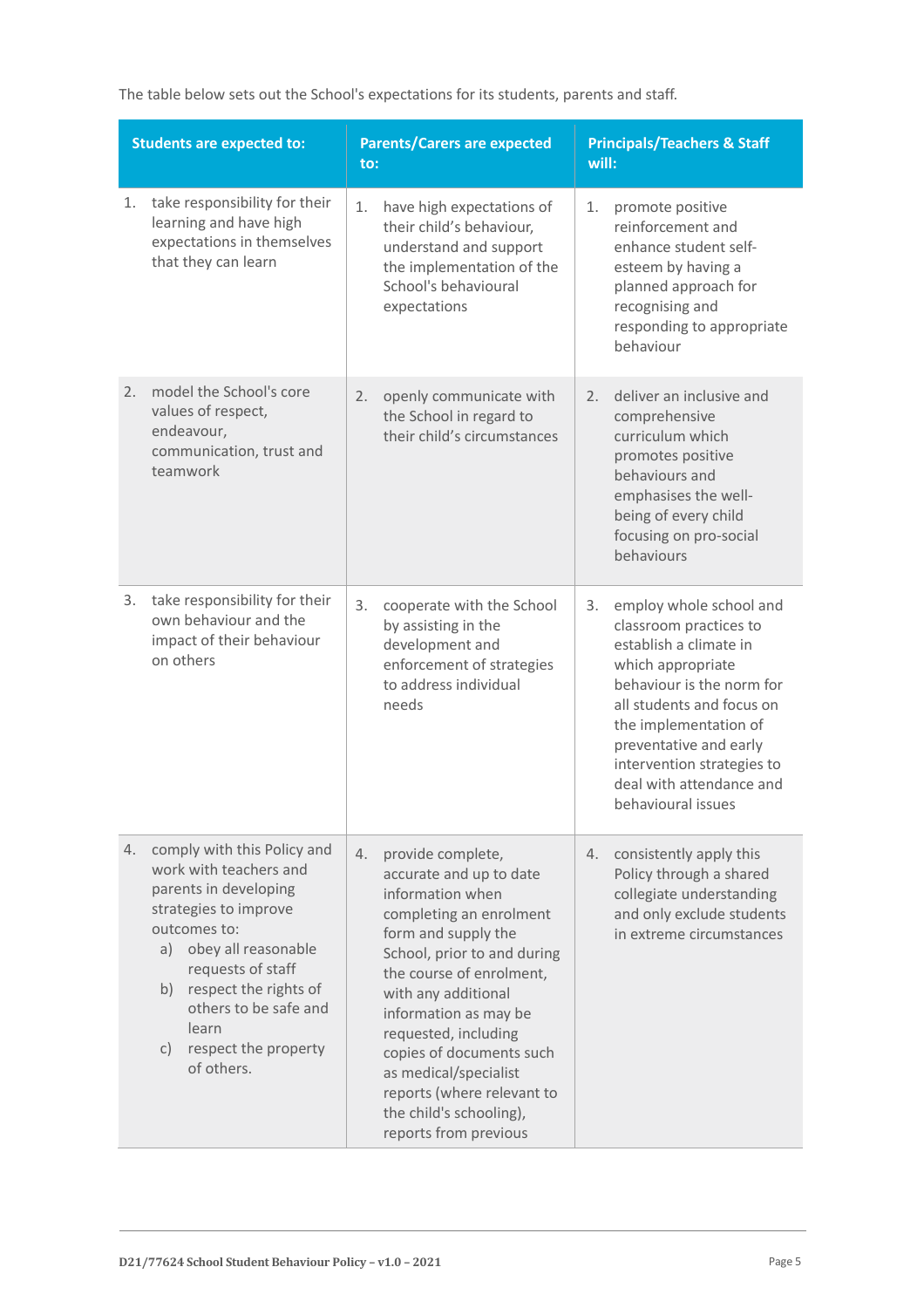The table below sets out the School's expectations for its students, parents and staff.

| Students are expected to: | Parents/Carers are expected to: | Principals/Teachers & Staff will: |
|---|---|---|
| 1. take responsibility for their learning and have high expectations in themselves that they can learn | 1. have high expectations of their child's behaviour, understand and support the implementation of the School's behavioural expectations | 1. promote positive reinforcement and enhance student self-esteem by having a planned approach for recognising and responding to appropriate behaviour |
| 2. model the School's core values of respect, endeavour, communication, trust and teamwork | 2. openly communicate with the School in regard to their child's circumstances | 2. deliver an inclusive and comprehensive curriculum which promotes positive behaviours and emphasises the well-being of every child focusing on pro-social behaviours |
| 3. take responsibility for their own behaviour and the impact of their behaviour on others | 3. cooperate with the School by assisting in the development and enforcement of strategies to address individual needs | 3. employ whole school and classroom practices to establish a climate in which appropriate behaviour is the norm for all students and focus on the implementation of preventative and early intervention strategies to deal with attendance and behavioural issues |
| 4. comply with this Policy and work with teachers and parents in developing strategies to improve outcomes to: a) obey all reasonable requests of staff b) respect the rights of others to be safe and learn c) respect the property of others. | 4. provide complete, accurate and up to date information when completing an enrolment form and supply the School, prior to and during the course of enrolment, with any additional information as may be requested, including copies of documents such as medical/specialist reports (where relevant to the child's schooling), reports from previous | 4. consistently apply this Policy through a shared collegiate understanding and only exclude students in extreme circumstances |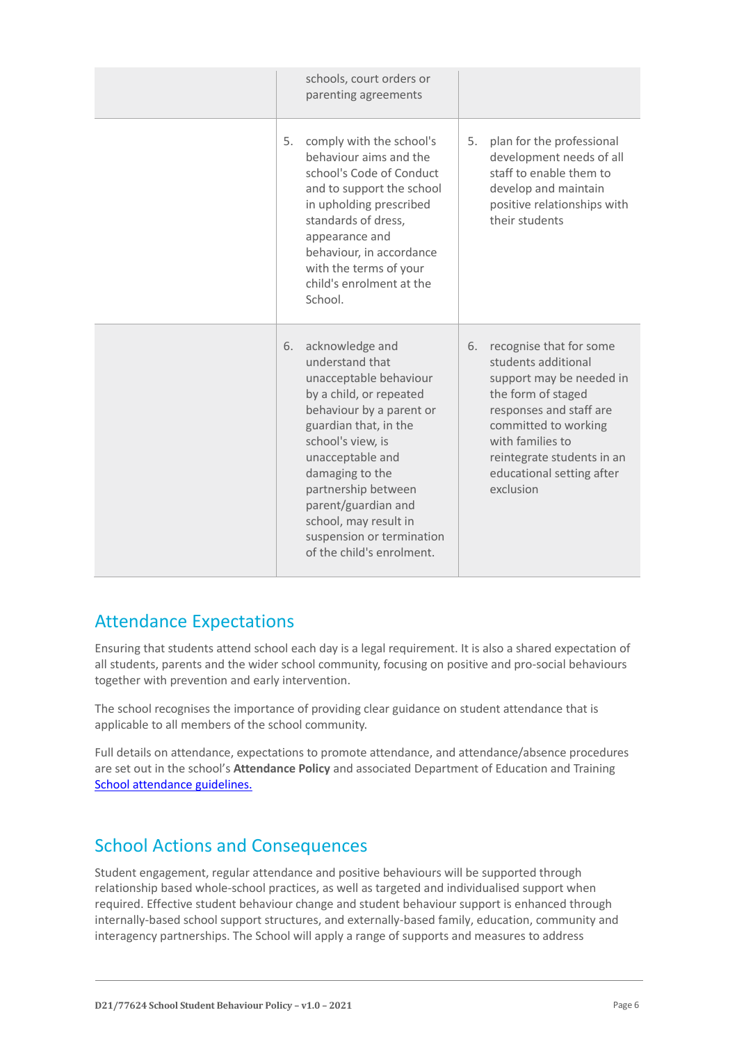| | | |
|---|---|---|
| | schools, court orders or parenting agreements | |
| | 5. comply with the school's behaviour aims and the school's Code of Conduct and to support the school in upholding prescribed standards of dress, appearance and behaviour, in accordance with the terms of your child's enrolment at the School. | 5. plan for the professional development needs of all staff to enable them to develop and maintain positive relationships with their students |
| | 6. acknowledge and understand that unacceptable behaviour by a child, or repeated behaviour by a parent or guardian that, in the school's view, is unacceptable and damaging to the partnership between parent/guardian and school, may result in suspension or termination of the child's enrolment. | 6. recognise that for some students additional support may be needed in the form of staged responses and staff are committed to working with families to reintegrate students in an educational setting after exclusion |

## Attendance Expectations

Ensuring that students attend school each day is a legal requirement. It is also a shared expectation of all students, parents and the wider school community, focusing on positive and pro-social behaviours together with prevention and early intervention.

The school recognises the importance of providing clear guidance on student attendance that is applicable to all members of the school community.

Full details on attendance, expectations to promote attendance, and attendance/absence procedures are set out in the school's **Attendance Policy** and associated Department of Education and Training [School attendance guidelines.]()

## School Actions and Consequences

Student engagement, regular attendance and positive behaviours will be supported through relationship based whole-school practices, as well as targeted and individualised support when required. Effective student behaviour change and student behaviour support is enhanced through internally-based school support structures, and externally-based family, education, community and interagency partnerships. The School will apply a range of supports and measures to address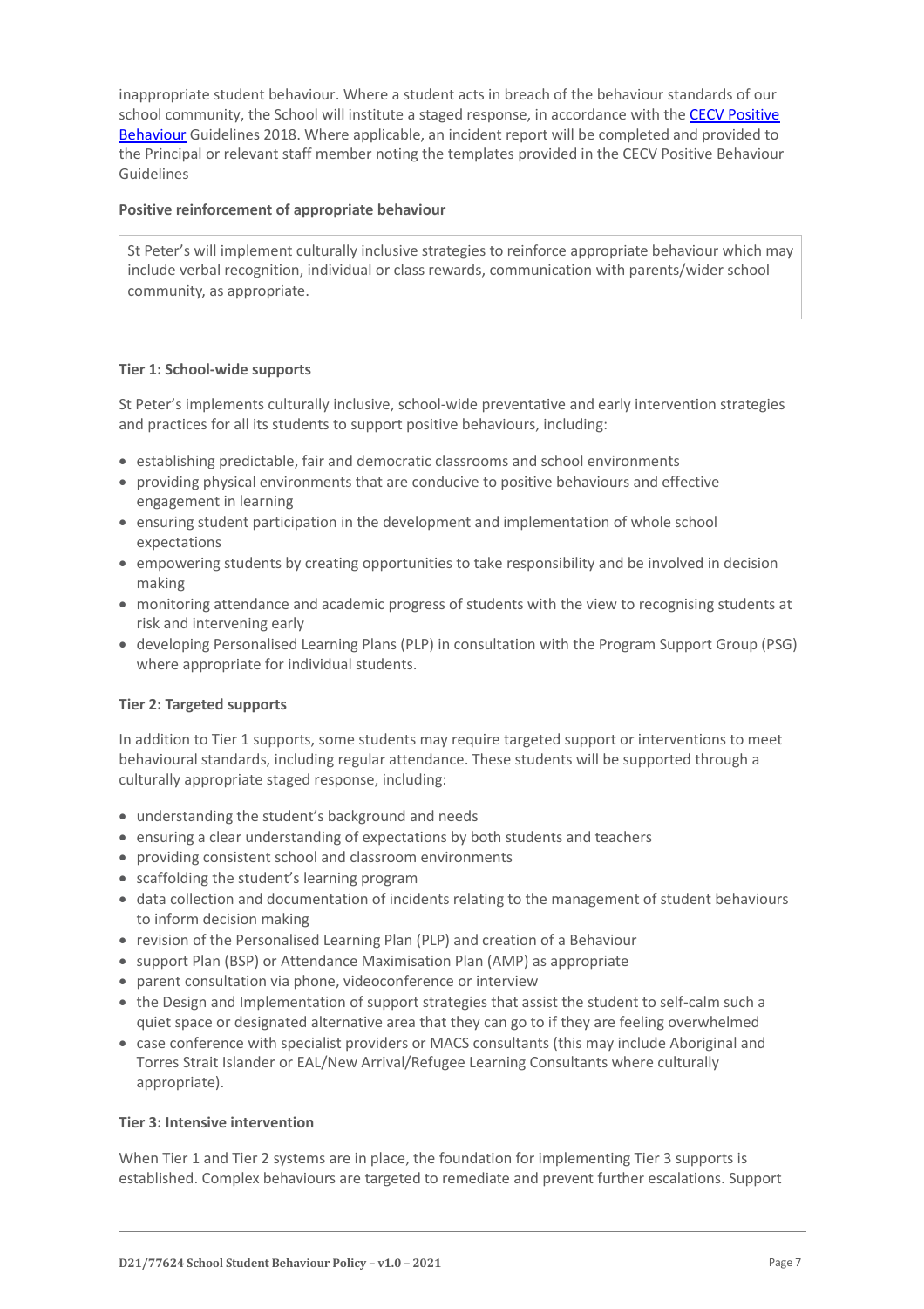inappropriate student behaviour. Where a student acts in breach of the behaviour standards of our school community, the School will institute a staged response, in accordance with the [CECV Positive Behaviour](#) Guidelines 2018. Where applicable, an incident report will be completed and provided to the Principal or relevant staff member noting the templates provided in the CECV Positive Behaviour Guidelines

**Positive reinforcement of appropriate behaviour**

St Peter's will implement culturally inclusive strategies to reinforce appropriate behaviour which may include verbal recognition, individual or class rewards, communication with parents/wider school community, as appropriate.

**Tier 1: School-wide supports**

St Peter's implements culturally inclusive, school-wide preventative and early intervention strategies and practices for all its students to support positive behaviours, including:

- establishing predictable, fair and democratic classrooms and school environments
- providing physical environments that are conducive to positive behaviours and effective engagement in learning
- ensuring student participation in the development and implementation of whole school expectations
- empowering students by creating opportunities to take responsibility and be involved in decision making
- monitoring attendance and academic progress of students with the view to recognising students at risk and intervening early
- developing Personalised Learning Plans (PLP) in consultation with the Program Support Group (PSG) where appropriate for individual students.

**Tier 2: Targeted supports**

In addition to Tier 1 supports, some students may require targeted support or interventions to meet behavioural standards, including regular attendance. These students will be supported through a culturally appropriate staged response, including:

- understanding the student's background and needs
- ensuring a clear understanding of expectations by both students and teachers
- providing consistent school and classroom environments
- scaffolding the student's learning program
- data collection and documentation of incidents relating to the management of student behaviours to inform decision making
- revision of the Personalised Learning Plan (PLP) and creation of a Behaviour
- support Plan (BSP) or Attendance Maximisation Plan (AMP) as appropriate
- parent consultation via phone, videoconference or interview
- the Design and Implementation of support strategies that assist the student to self-calm such a quiet space or designated alternative area that they can go to if they are feeling overwhelmed
- case conference with specialist providers or MACS consultants (this may include Aboriginal and Torres Strait Islander or EAL/New Arrival/Refugee Learning Consultants where culturally appropriate).

**Tier 3: Intensive intervention**

When Tier 1 and Tier 2 systems are in place, the foundation for implementing Tier 3 supports is established. Complex behaviours are targeted to remediate and prevent further escalations. Support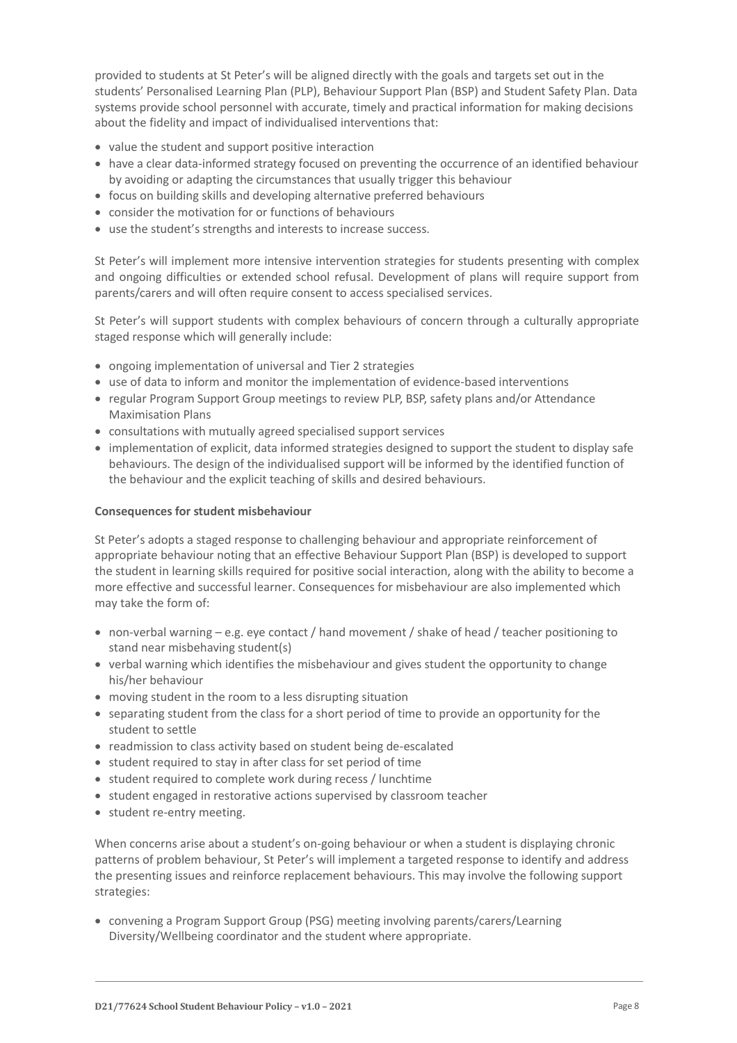provided to students at St Peter's will be aligned directly with the goals and targets set out in the students' Personalised Learning Plan (PLP), Behaviour Support Plan (BSP) and Student Safety Plan. Data systems provide school personnel with accurate, timely and practical information for making decisions about the fidelity and impact of individualised interventions that:

- value the student and support positive interaction
- have a clear data-informed strategy focused on preventing the occurrence of an identified behaviour by avoiding or adapting the circumstances that usually trigger this behaviour
- focus on building skills and developing alternative preferred behaviours
- consider the motivation for or functions of behaviours
- use the student's strengths and interests to increase success.

St Peter's will implement more intensive intervention strategies for students presenting with complex and ongoing difficulties or extended school refusal. Development of plans will require support from parents/carers and will often require consent to access specialised services.

St Peter's will support students with complex behaviours of concern through a culturally appropriate staged response which will generally include:

- ongoing implementation of universal and Tier 2 strategies
- use of data to inform and monitor the implementation of evidence-based interventions
- regular Program Support Group meetings to review PLP, BSP, safety plans and/or Attendance Maximisation Plans
- consultations with mutually agreed specialised support services
- implementation of explicit, data informed strategies designed to support the student to display safe behaviours. The design of the individualised support will be informed by the identified function of the behaviour and the explicit teaching of skills and desired behaviours.

**Consequences for student misbehaviour**

St Peter's adopts a staged response to challenging behaviour and appropriate reinforcement of appropriate behaviour noting that an effective Behaviour Support Plan (BSP) is developed to support the student in learning skills required for positive social interaction, along with the ability to become a more effective and successful learner. Consequences for misbehaviour are also implemented which may take the form of:

- non-verbal warning – e.g. eye contact / hand movement / shake of head / teacher positioning to stand near misbehaving student(s)
- verbal warning which identifies the misbehaviour and gives student the opportunity to change his/her behaviour
- moving student in the room to a less disrupting situation
- separating student from the class for a short period of time to provide an opportunity for the student to settle
- readmission to class activity based on student being de-escalated
- student required to stay in after class for set period of time
- student required to complete work during recess / lunchtime
- student engaged in restorative actions supervised by classroom teacher
- student re-entry meeting.

When concerns arise about a student's on-going behaviour or when a student is displaying chronic patterns of problem behaviour, St Peter's will implement a targeted response to identify and address the presenting issues and reinforce replacement behaviours. This may involve the following support strategies:

- convening a Program Support Group (PSG) meeting involving parents/carers/Learning Diversity/Wellbeing coordinator and the student where appropriate.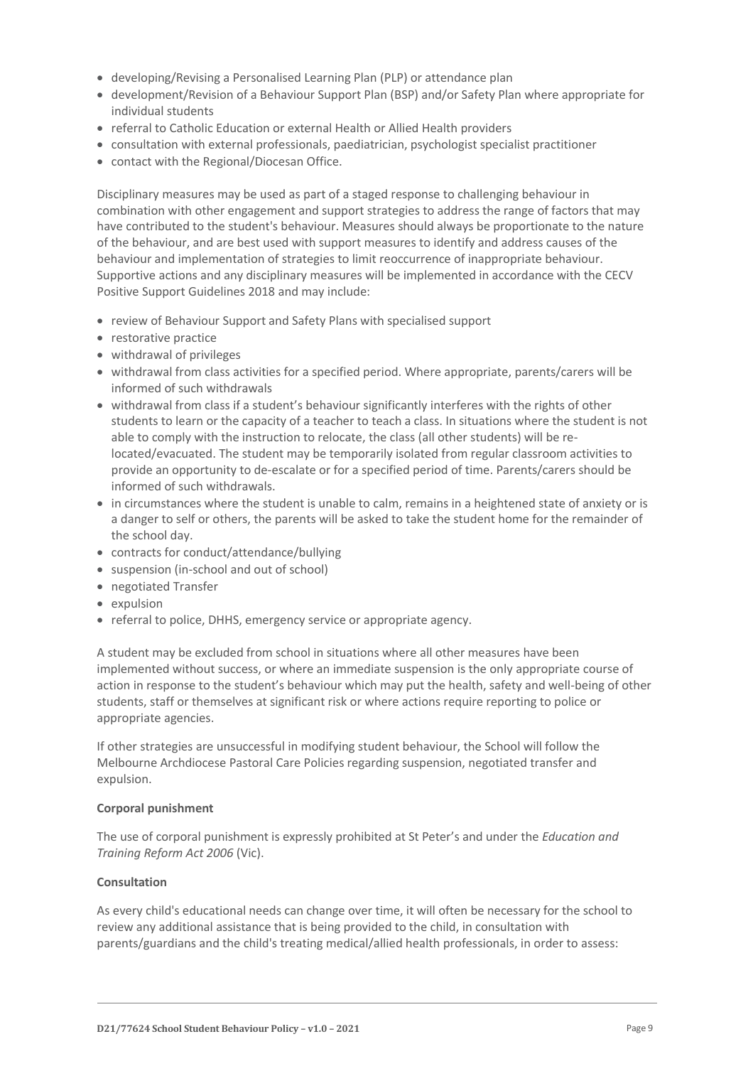- developing/Revising a Personalised Learning Plan (PLP) or attendance plan
- development/Revision of a Behaviour Support Plan (BSP) and/or Safety Plan where appropriate for individual students
- referral to Catholic Education or external Health or Allied Health providers
- consultation with external professionals, paediatrician, psychologist specialist practitioner
- contact with the Regional/Diocesan Office.

Disciplinary measures may be used as part of a staged response to challenging behaviour in combination with other engagement and support strategies to address the range of factors that may have contributed to the student's behaviour. Measures should always be proportionate to the nature of the behaviour, and are best used with support measures to identify and address causes of the behaviour and implementation of strategies to limit reoccurrence of inappropriate behaviour. Supportive actions and any disciplinary measures will be implemented in accordance with the CECV Positive Support Guidelines 2018 and may include:

- review of Behaviour Support and Safety Plans with specialised support
- restorative practice
- withdrawal of privileges
- withdrawal from class activities for a specified period. Where appropriate, parents/carers will be informed of such withdrawals
- withdrawal from class if a student's behaviour significantly interferes with the rights of other students to learn or the capacity of a teacher to teach a class. In situations where the student is not able to comply with the instruction to relocate, the class (all other students) will be re-located/evacuated. The student may be temporarily isolated from regular classroom activities to provide an opportunity to de-escalate or for a specified period of time. Parents/carers should be informed of such withdrawals.
- in circumstances where the student is unable to calm, remains in a heightened state of anxiety or is a danger to self or others, the parents will be asked to take the student home for the remainder of the school day.
- contracts for conduct/attendance/bullying
- suspension (in-school and out of school)
- negotiated Transfer
- expulsion
- referral to police, DHHS, emergency service or appropriate agency.

A student may be excluded from school in situations where all other measures have been implemented without success, or where an immediate suspension is the only appropriate course of action in response to the student's behaviour which may put the health, safety and well-being of other students, staff or themselves at significant risk or where actions require reporting to police or appropriate agencies.

If other strategies are unsuccessful in modifying student behaviour, the School will follow the Melbourne Archdiocese Pastoral Care Policies regarding suspension, negotiated transfer and expulsion.

**Corporal punishment**

The use of corporal punishment is expressly prohibited at St Peter's and under the *Education and Training Reform Act 2006* (Vic).

**Consultation**

As every child's educational needs can change over time, it will often be necessary for the school to review any additional assistance that is being provided to the child, in consultation with parents/guardians and the child's treating medical/allied health professionals, in order to assess: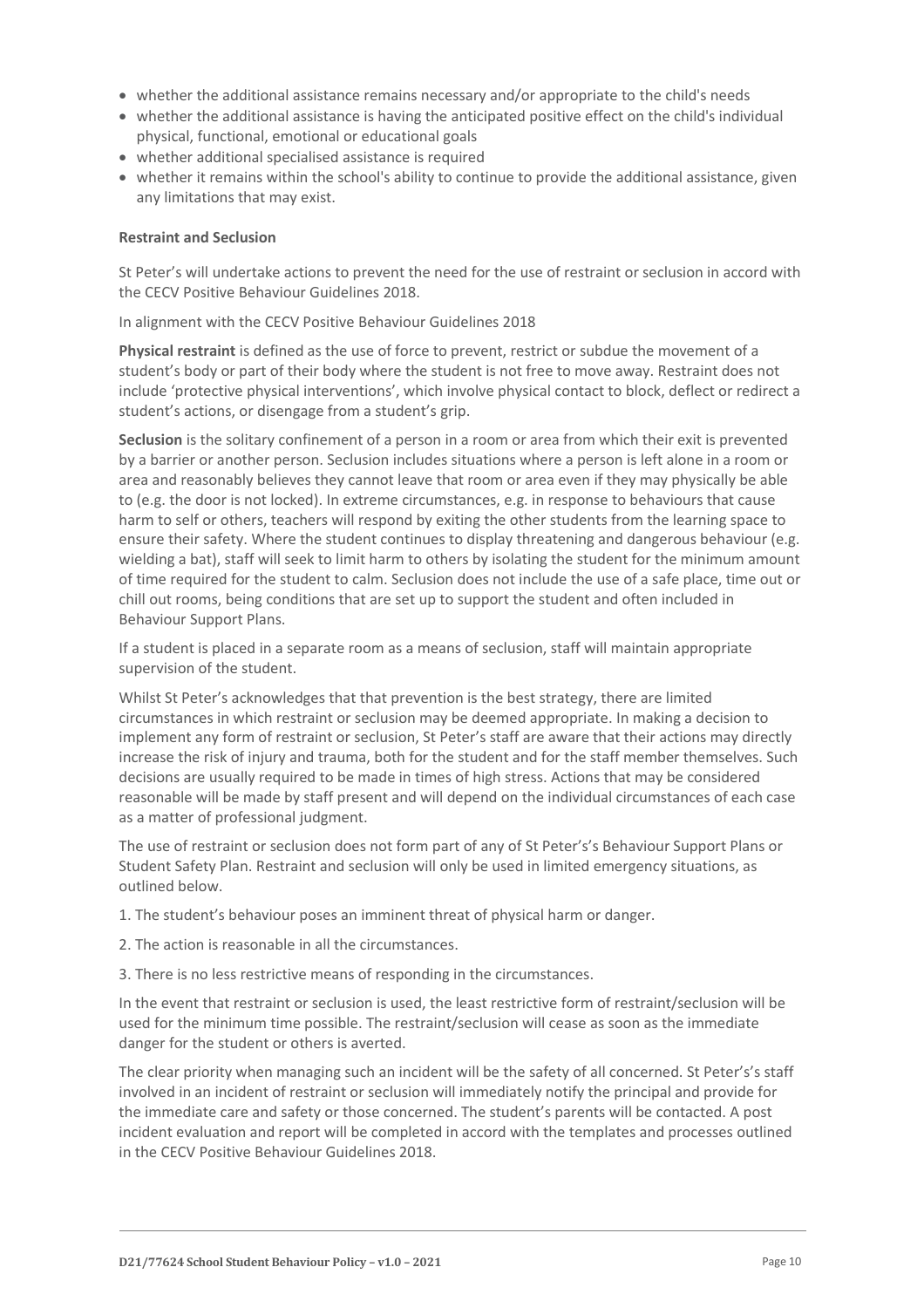- whether the additional assistance remains necessary and/or appropriate to the child's needs
- whether the additional assistance is having the anticipated positive effect on the child's individual physical, functional, emotional or educational goals
- whether additional specialised assistance is required
- whether it remains within the school's ability to continue to provide the additional assistance, given any limitations that may exist.

**Restraint and Seclusion**

St Peter's will undertake actions to prevent the need for the use of restraint or seclusion in accord with the CECV Positive Behaviour Guidelines 2018.

In alignment with the CECV Positive Behaviour Guidelines 2018

**Physical restraint** is defined as the use of force to prevent, restrict or subdue the movement of a student's body or part of their body where the student is not free to move away. Restraint does not include 'protective physical interventions', which involve physical contact to block, deflect or redirect a student's actions, or disengage from a student's grip.

**Seclusion** is the solitary confinement of a person in a room or area from which their exit is prevented by a barrier or another person. Seclusion includes situations where a person is left alone in a room or area and reasonably believes they cannot leave that room or area even if they may physically be able to (e.g. the door is not locked). In extreme circumstances, e.g. in response to behaviours that cause harm to self or others, teachers will respond by exiting the other students from the learning space to ensure their safety. Where the student continues to display threatening and dangerous behaviour (e.g. wielding a bat), staff will seek to limit harm to others by isolating the student for the minimum amount of time required for the student to calm. Seclusion does not include the use of a safe place, time out or chill out rooms, being conditions that are set up to support the student and often included in Behaviour Support Plans.

If a student is placed in a separate room as a means of seclusion, staff will maintain appropriate supervision of the student.

Whilst St Peter's acknowledges that that prevention is the best strategy, there are limited circumstances in which restraint or seclusion may be deemed appropriate. In making a decision to implement any form of restraint or seclusion, St Peter's staff are aware that their actions may directly increase the risk of injury and trauma, both for the student and for the staff member themselves. Such decisions are usually required to be made in times of high stress. Actions that may be considered reasonable will be made by staff present and will depend on the individual circumstances of each case as a matter of professional judgment.

The use of restraint or seclusion does not form part of any of St Peter's's Behaviour Support Plans or Student Safety Plan. Restraint and seclusion will only be used in limited emergency situations, as outlined below.

1. The student's behaviour poses an imminent threat of physical harm or danger.

2. The action is reasonable in all the circumstances.

3. There is no less restrictive means of responding in the circumstances.

In the event that restraint or seclusion is used, the least restrictive form of restraint/seclusion will be used for the minimum time possible. The restraint/seclusion will cease as soon as the immediate danger for the student or others is averted.

The clear priority when managing such an incident will be the safety of all concerned. St Peter's's staff involved in an incident of restraint or seclusion will immediately notify the principal and provide for the immediate care and safety or those concerned. The student's parents will be contacted. A post incident evaluation and report will be completed in accord with the templates and processes outlined in the CECV Positive Behaviour Guidelines 2018.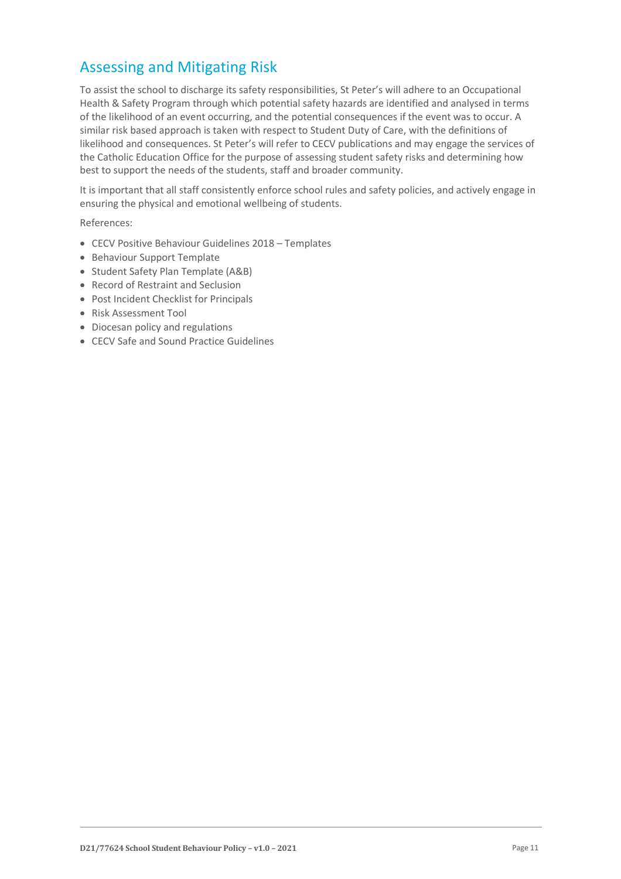## Assessing and Mitigating Risk

To assist the school to discharge its safety responsibilities, St Peter's will adhere to an Occupational Health & Safety Program through which potential safety hazards are identified and analysed in terms of the likelihood of an event occurring, and the potential consequences if the event was to occur. A similar risk based approach is taken with respect to Student Duty of Care, with the definitions of likelihood and consequences. St Peter's will refer to CECV publications and may engage the services of the Catholic Education Office for the purpose of assessing student safety risks and determining how best to support the needs of the students, staff and broader community.

It is important that all staff consistently enforce school rules and safety policies, and actively engage in ensuring the physical and emotional wellbeing of students.

References:

- CECV Positive Behaviour Guidelines 2018 – Templates
- Behaviour Support Template
- Student Safety Plan Template (A&B)
- Record of Restraint and Seclusion
- Post Incident Checklist for Principals
- Risk Assessment Tool
- Diocesan policy and regulations
- CECV Safe and Sound Practice Guidelines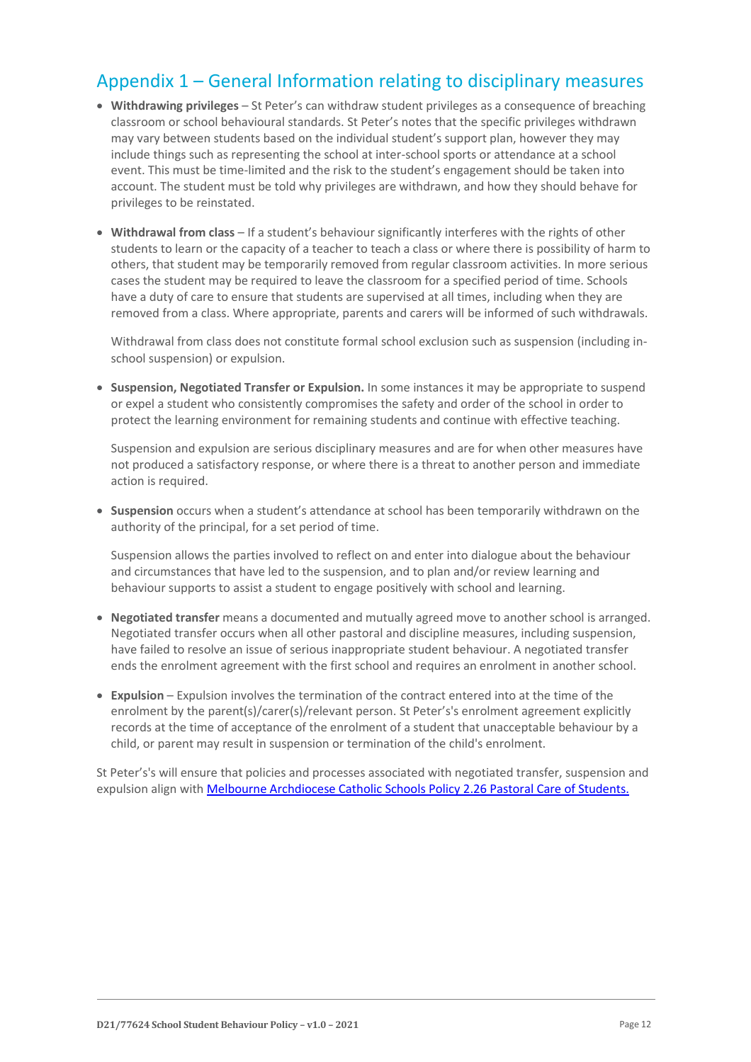## Appendix 1 – General Information relating to disciplinary measures

- **Withdrawing privileges** – St Peter's can withdraw student privileges as a consequence of breaching classroom or school behavioural standards. St Peter's notes that the specific privileges withdrawn may vary between students based on the individual student's support plan, however they may include things such as representing the school at inter-school sports or attendance at a school event. This must be time-limited and the risk to the student's engagement should be taken into account. The student must be told why privileges are withdrawn, and how they should behave for privileges to be reinstated.

- **Withdrawal from class** – If a student's behaviour significantly interferes with the rights of other students to learn or the capacity of a teacher to teach a class or where there is possibility of harm to others, that student may be temporarily removed from regular classroom activities. In more serious cases the student may be required to leave the classroom for a specified period of time. Schools have a duty of care to ensure that students are supervised at all times, including when they are removed from a class. Where appropriate, parents and carers will be informed of such withdrawals.

  Withdrawal from class does not constitute formal school exclusion such as suspension (including in-school suspension) or expulsion.

- **Suspension, Negotiated Transfer or Expulsion.** In some instances it may be appropriate to suspend or expel a student who consistently compromises the safety and order of the school in order to protect the learning environment for remaining students and continue with effective teaching.

  Suspension and expulsion are serious disciplinary measures and are for when other measures have not produced a satisfactory response, or where there is a threat to another person and immediate action is required.

- **Suspension** occurs when a student's attendance at school has been temporarily withdrawn on the authority of the principal, for a set period of time.

  Suspension allows the parties involved to reflect on and enter into dialogue about the behaviour and circumstances that have led to the suspension, and to plan and/or review learning and behaviour supports to assist a student to engage positively with school and learning.

- **Negotiated transfer** means a documented and mutually agreed move to another school is arranged. Negotiated transfer occurs when all other pastoral and discipline measures, including suspension, have failed to resolve an issue of serious inappropriate student behaviour. A negotiated transfer ends the enrolment agreement with the first school and requires an enrolment in another school.

- **Expulsion** – Expulsion involves the termination of the contract entered into at the time of the enrolment by the parent(s)/carer(s)/relevant person. St Peter's's enrolment agreement explicitly records at the time of acceptance of the enrolment of a student that unacceptable behaviour by a child, or parent may result in suspension or termination of the child's enrolment.

St Peter's's will ensure that policies and processes associated with negotiated transfer, suspension and expulsion align with Melbourne Archdiocese Catholic Schools Policy 2.26 Pastoral Care of Students.